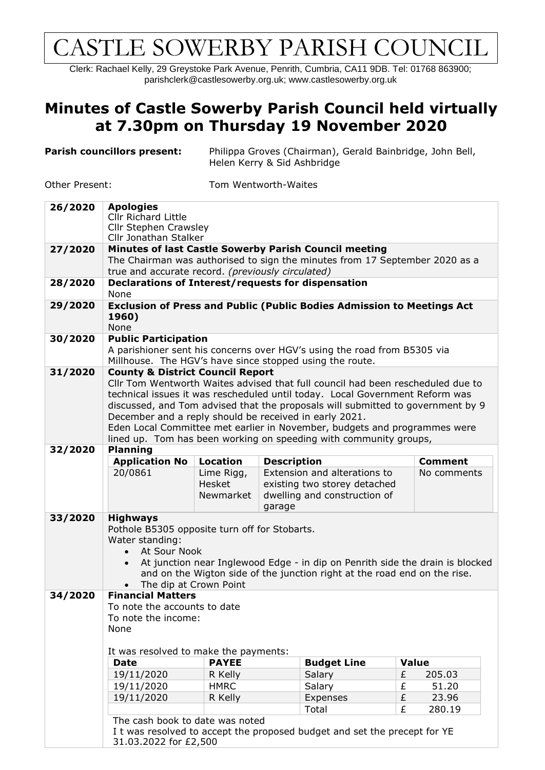# CASTLE SOWERBY PARISH COUNCIL

Clerk: Rachael Kelly, 29 Greystoke Park Avenue, Penrith, Cumbria, CA11 9DB. Tel: 01768 863900; parishclerk@castlesowerby.org.uk; www.castlesowerby.org.uk

## Minutes of Castle Sowerby Parish Council held virtually at 7.30pm on Thursday 19 November 2020

**Parish councillors present:** Philippa Groves (Chairman), Gerald Bainbridge, John Bell, Helen Kerry & Sid Ashbridge

Other Present: Tom Wentworth-Waites

**26/2020 Apologies**

Cllr Richard Little
Cllr Stephen Crawsley
Cllr Jonathan Stalker

**27/2020 Minutes of last Castle Sowerby Parish Council meeting**

The Chairman was authorised to sign the minutes from 17 September 2020 as a true and accurate record. *(previously circulated)*

**28/2020 Declarations of Interest/requests for dispensation**

None

**29/2020 Exclusion of Press and Public (Public Bodies Admission to Meetings Act 1960)**

None

**30/2020 Public Participation**

A parishioner sent his concerns over HGV's using the road from B5305 via Millhouse. The HGV's have since stopped using the route.

**31/2020 County & District Council Report**

Cllr Tom Wentworth Waites advised that full council had been rescheduled due to technical issues it was rescheduled until today. Local Government Reform was discussed, and Tom advised that the proposals will submitted to government by 9 December and a reply should be received in early 2021.
Eden Local Committee met earlier in November, budgets and programmes were lined up. Tom has been working on speeding with community groups,

**32/2020 Planning**

| Application No | Location | Description | Comment |
|---|---|---|---|
| 20/0861 | Lime Rigg, Hesket Newmarket | Extension and alterations to existing two storey detached dwelling and construction of garage | No comments |

**33/2020 Highways**

Pothole B5305 opposite turn off for Stobarts.
Water standing:

- At Sour Nook
- At junction near Inglewood Edge - in dip on Penrith side the drain is blocked and on the Wigton side of the junction right at the road end on the rise.
- The dip at Crown Point

**34/2020 Financial Matters**

To note the accounts to date
To note the income:
None

It was resolved to make the payments:

| Date | PAYEE | Budget Line | Value |
|---|---|---|---|
| 19/11/2020 | R Kelly | Salary | £ 205.03 |
| 19/11/2020 | HMRC | Salary | £ 51.20 |
| 19/11/2020 | R Kelly | Expenses | £ 23.96 |
| | | Total | £ 280.19 |

The cash book to date was noted
I t was resolved to accept the proposed budget and set the precept for YE 31.03.2022 for £2,500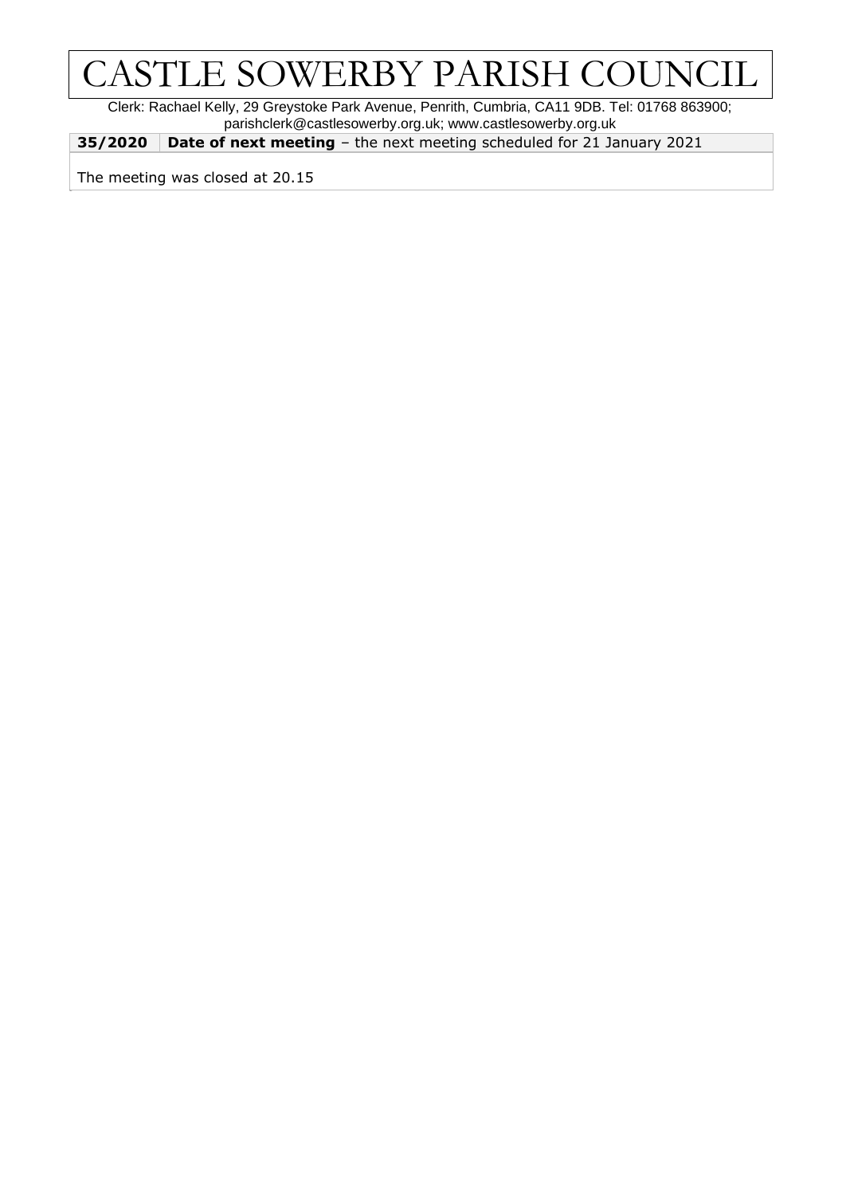# CASTLE SOWERBY PARISH COUNCIL

Clerk: Rachael Kelly, 29 Greystoke Park Avenue, Penrith, Cumbria, CA11 9DB. Tel: 01768 863900; parishclerk@castlesowerby.org.uk; www.castlesowerby.org.uk

| | |
|---|---|
| **35/2020** | **Date of next meeting** – the next meeting scheduled for 21 January 2021 |

The meeting was closed at 20.15